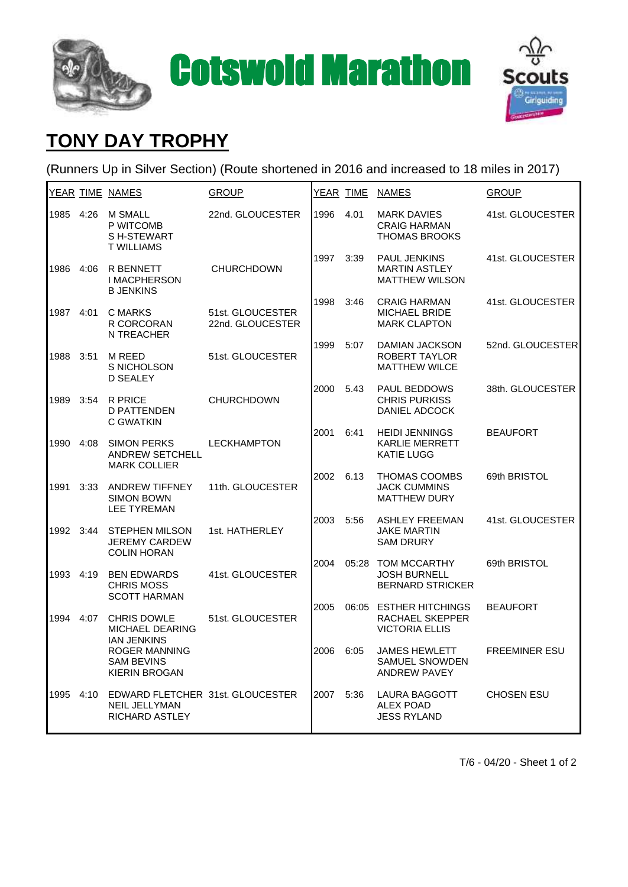# Cotswold Marathon

## TONY DAY TROPHY

(Runners Up in Silver Section) (Route shortened in 2016 and increased to 18 miles in 2017)

| YEAR | TIME | NAMES | GROUP |
|---|---|---|---|
| 1985 | 4:26 | M SMALL<br>P WITCOMB<br>S H-STEWART<br>T WILLIAMS | 22nd. GLOUCESTER |
| 1986 | 4:06 | R BENNETT<br>I MACPHERSON<br>B JENKINS | CHURCHDOWN |
| 1987 | 4:01 | C MARKS<br>R CORCORAN<br>N TREACHER | 51st. GLOUCESTER<br>22nd. GLOUCESTER |
| 1988 | 3:51 | M REED<br>S NICHOLSON<br>D SEALEY | 51st. GLOUCESTER |
| 1989 | 3:54 | R PRICE<br>D PATTENDEN<br>C GWATKIN | CHURCHDOWN |
| 1990 | 4:08 | SIMON PERKS<br>ANDREW SETCHELL<br>MARK COLLIER | LECKHAMPTON |
| 1991 | 3:33 | ANDREW TIFFNEY<br>SIMON BOWN<br>LEE TYREMAN | 11th. GLOUCESTER |
| 1992 | 3:44 | STEPHEN MILSON<br>JEREMY CARDEW<br>COLIN HORAN | 1st. HATHERLEY |
| 1993 | 4:19 | BEN EDWARDS<br>CHRIS MOSS<br>SCOTT HARMAN | 41st. GLOUCESTER |
| 1994 | 4:07 | CHRIS DOWLE<br>MICHAEL DEARING<br>IAN JENKINS<br>ROGER MANNING<br>SAM BEVINS<br>KIERIN BROGAN | 51st. GLOUCESTER |
| 1995 | 4:10 | EDWARD FLETCHER<br>NEIL JELLYMAN<br>RICHARD ASTLEY | 31st. GLOUCESTER |
| 1996 | 4.01 | MARK DAVIES<br>CRAIG HARMAN<br>THOMAS BROOKS | 41st. GLOUCESTER |
| 1997 | 3:39 | PAUL JENKINS<br>MARTIN ASTLEY<br>MATTHEW WILSON | 41st. GLOUCESTER |
| 1998 | 3:46 | CRAIG HARMAN<br>MICHAEL BRIDE<br>MARK CLAPTON | 41st. GLOUCESTER |
| 1999 | 5:07 | DAMIAN JACKSON<br>ROBERT TAYLOR<br>MATTHEW WILCE | 52nd. GLOUCESTER |
| 2000 | 5.43 | PAUL BEDDOWS<br>CHRIS PURKISS<br>DANIEL ADCOCK | 38th. GLOUCESTER |
| 2001 | 6:41 | HEIDI JENNINGS<br>KARLIE MERRETT<br>KATIE LUGG | BEAUFORT |
| 2002 | 6.13 | THOMAS COOMBS<br>JACK CUMMINS<br>MATTHEW DURY | 69th BRISTOL |
| 2003 | 5:56 | ASHLEY FREEMAN<br>JAKE MARTIN<br>SAM DRURY | 41st. GLOUCESTER |
| 2004 | 05:28 | TOM MCCARTHY<br>JOSH BURNELL<br>BERNARD STRICKER | 69th BRISTOL |
| 2005 | 06:05 | ESTHER HITCHINGS<br>RACHAEL SKEPPER<br>VICTORIA ELLIS | BEAUFORT |
| 2006 | 6:05 | JAMES HEWLETT<br>SAMUEL SNOWDEN<br>ANDREW PAVEY | FREEMINER ESU |
| 2007 | 5:36 | LAURA BAGGOTT<br>ALEX POAD<br>JESS RYLAND | CHOSEN ESU |

T/6 - 04/20 - Sheet 1 of 2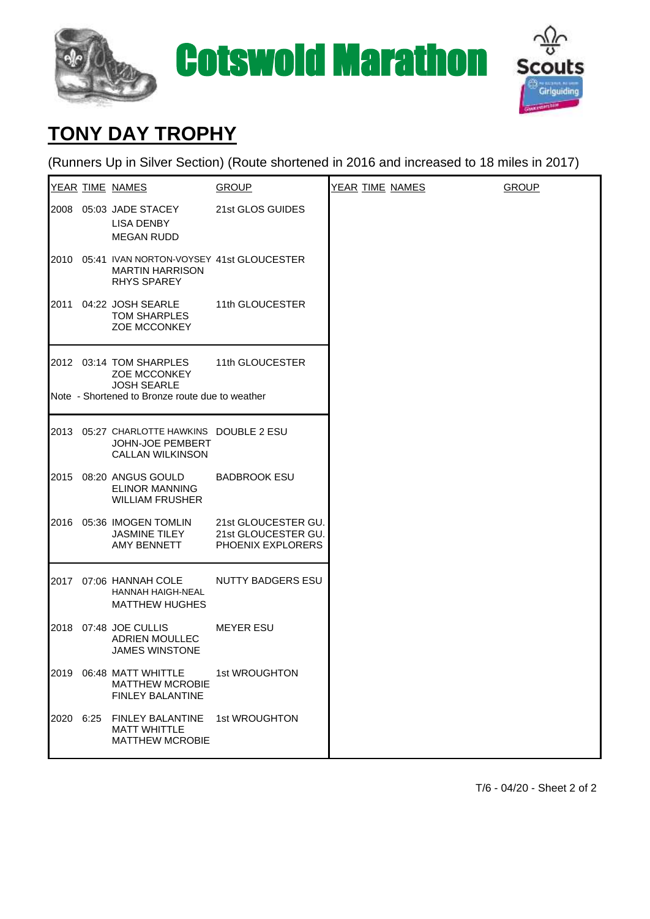# Cotswold Marathon

## TONY DAY TROPHY

(Runners Up in Silver Section) (Route shortened in 2016 and increased to 18 miles in 2017)

| YEAR | TIME | NAMES | GROUP | YEAR | TIME | NAMES | GROUP |
|---|---|---|---|---|---|---|---|
| 2008 | 05:03 | JADE STACEY<br>LISA DENBY<br>MEGAN RUDD | 21st GLOS GUIDES | | | | |
| 2010 | 05:41 | IVAN NORTON-VOYSEY<br>MARTIN HARRISON<br>RHYS SPAREY | 41st GLOUCESTER | | | | |
| 2011 | 04:22 | JOSH SEARLE<br>TOM SHARPLES<br>ZOE MCCONKEY | 11th GLOUCESTER | | | | |
| 2012 | 03:14 | TOM SHARPLES<br>ZOE MCCONKEY<br>JOSH SEARLE<br>Note - Shortened to Bronze route due to weather | 11th GLOUCESTER | | | | |
| 2013 | 05:27 | CHARLOTTE HAWKINS<br>JOHN-JOE PEMBERT<br>CALLAN WILKINSON | DOUBLE 2 ESU | | | | |
| 2015 | 08:20 | ANGUS GOULD<br>ELINOR MANNING<br>WILLIAM FRUSHER | BADBROOK ESU | | | | |
| 2016 | 05:36 | IMOGEN TOMLIN<br>JASMINE TILEY<br>AMY BENNETT | 21st GLOUCESTER GU.<br>21st GLOUCESTER GU.<br>PHOENIX EXPLORERS | | | | |
| 2017 | 07:06 | HANNAH COLE<br>HANNAH HAIGH-NEAL<br>MATTHEW HUGHES | NUTTY BADGERS ESU | | | | |
| 2018 | 07:48 | JOE CULLIS<br>ADRIEN MOULLEC<br>JAMES WINSTONE | MEYER ESU | | | | |
| 2019 | 06:48 | MATT WHITTLE<br>MATTHEW MCROBIE<br>FINLEY BALANTINE | 1st WROUGHTON | | | | |
| 2020 | 6:25 | FINLEY BALANTINE<br>MATT WHITTLE<br>MATTHEW MCROBIE | 1st WROUGHTON | | | | |

T/6 - 04/20 - Sheet 2 of 2